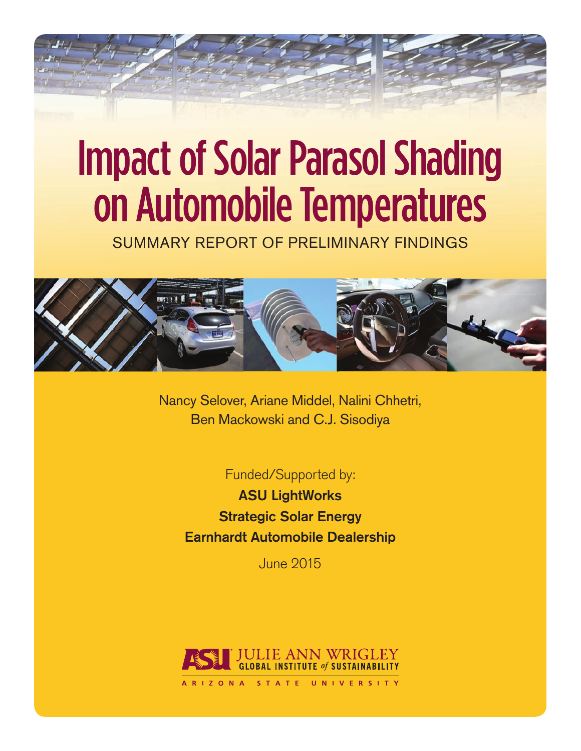# Impact of Solar Parasol Shading on Automobile Temperatures

SUMMARY REPORT OF PRELIMINARY FINDINGS

Nancy Selover, Ariane Middel, Nalini Chhetri, Ben Mackowski and C.J. Sisodiya

Funded/Supported by:

**ASU LightWorks**

**Strategic Solar Energy**

**Earnhardt Automobile Dealership**

June 2015

ASU JULIE ANN WRIGLEY GLOBAL INSTITUTE *of* SUSTAINABILITY

ARIZONA STATE UNIVERSITY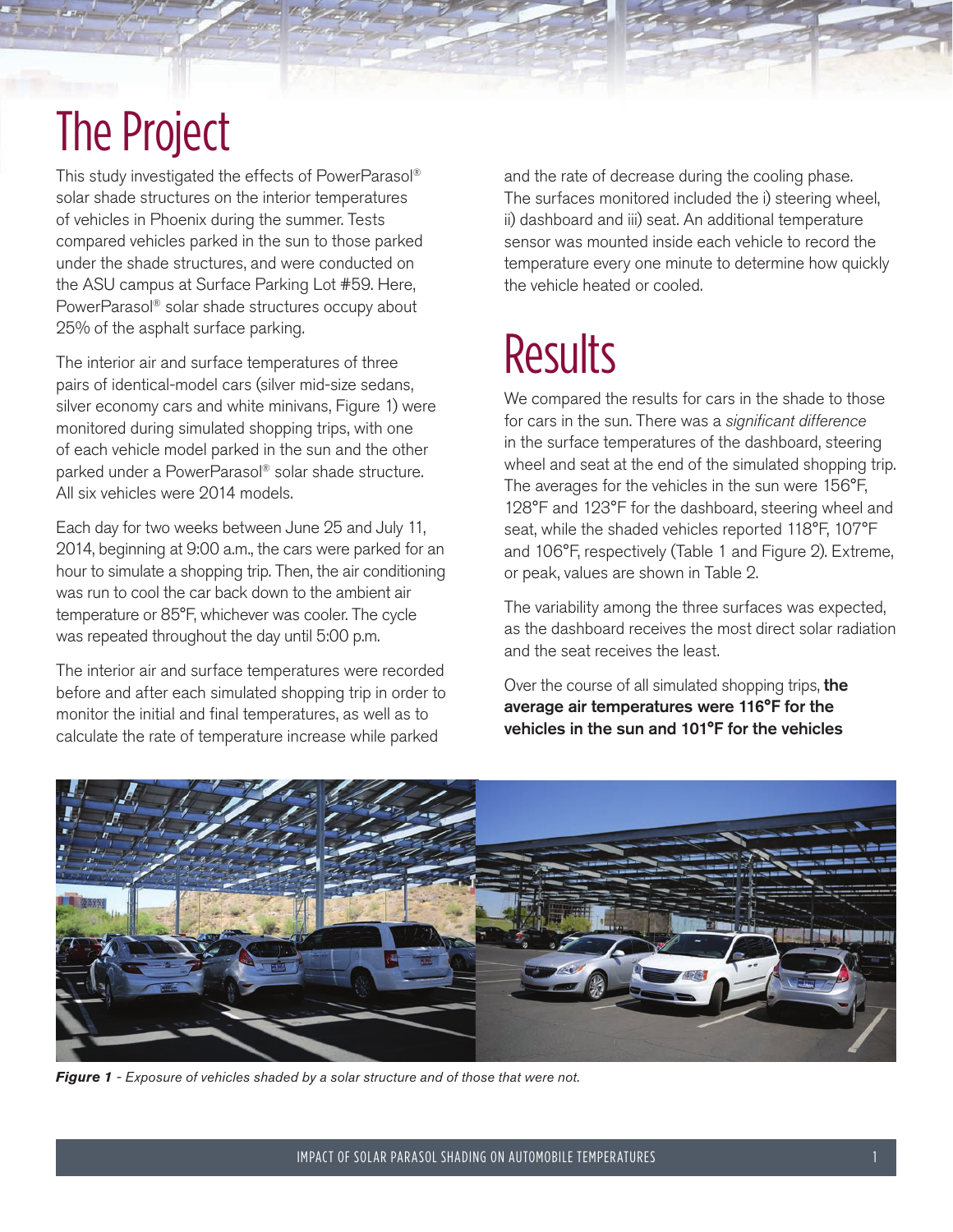# The Project

This study investigated the effects of PowerParasol® solar shade structures on the interior temperatures of vehicles in Phoenix during the summer. Tests compared vehicles parked in the sun to those parked under the shade structures, and were conducted on the ASU campus at Surface Parking Lot #59. Here, PowerParasol® solar shade structures occupy about 25% of the asphalt surface parking.

The interior air and surface temperatures of three pairs of identical-model cars (silver mid-size sedans, silver economy cars and white minivans, Figure 1) were monitored during simulated shopping trips, with one of each vehicle model parked in the sun and the other parked under a PowerParasol® solar shade structure. All six vehicles were 2014 models.

Each day for two weeks between June 25 and July 11, 2014, beginning at 9:00 a.m., the cars were parked for an hour to simulate a shopping trip. Then, the air conditioning was run to cool the car back down to the ambient air temperature or 85°F, whichever was cooler. The cycle was repeated throughout the day until 5:00 p.m.

The interior air and surface temperatures were recorded before and after each simulated shopping trip in order to monitor the initial and final temperatures, as well as to calculate the rate of temperature increase while parked and the rate of decrease during the cooling phase. The surfaces monitored included the i) steering wheel, ii) dashboard and iii) seat. An additional temperature sensor was mounted inside each vehicle to record the temperature every one minute to determine how quickly the vehicle heated or cooled.

# Results

We compared the results for cars in the shade to those for cars in the sun. There was a *significant difference* in the surface temperatures of the dashboard, steering wheel and seat at the end of the simulated shopping trip. The averages for the vehicles in the sun were 156°F, 128°F and 123°F for the dashboard, steering wheel and seat, while the shaded vehicles reported 118°F, 107°F and 106°F, respectively (Table 1 and Figure 2). Extreme, or peak, values are shown in Table 2.

The variability among the three surfaces was expected, as the dashboard receives the most direct solar radiation and the seat receives the least.

Over the course of all simulated shopping trips, **the average air temperatures were 116°F for the vehicles in the sun and 101°F for the vehicles**

***Figure 1*** *- Exposure of vehicles shaded by a solar structure and of those that were not.*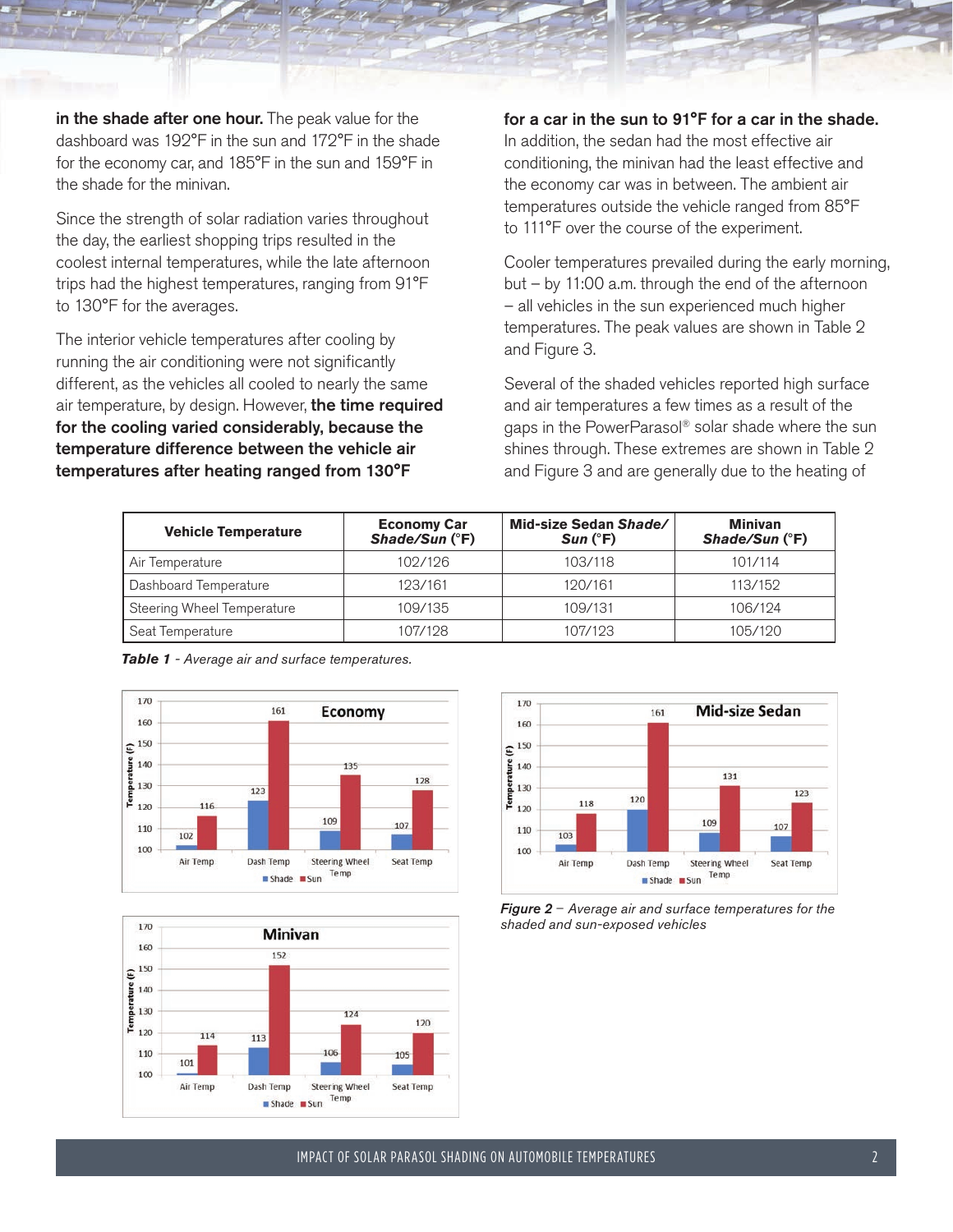**in the shade after one hour.** The peak value for the dashboard was 192°F in the sun and 172°F in the shade for the economy car, and 185°F in the sun and 159°F in the shade for the minivan.

Since the strength of solar radiation varies throughout the day, the earliest shopping trips resulted in the coolest internal temperatures, while the late afternoon trips had the highest temperatures, ranging from 91°F to 130°F for the averages.

The interior vehicle temperatures after cooling by running the air conditioning were not significantly different, as the vehicles all cooled to nearly the same air temperature, by design. However, **the time required for the cooling varied considerably, because the temperature difference between the vehicle air temperatures after heating ranged from 130°F for a car in the sun to 91°F for a car in the shade.** In addition, the sedan had the most effective air conditioning, the minivan had the least effective and the economy car was in between. The ambient air temperatures outside the vehicle ranged from 85°F to 111°F over the course of the experiment.

Cooler temperatures prevailed during the early morning, but – by 11:00 a.m. through the end of the afternoon – all vehicles in the sun experienced much higher temperatures. The peak values are shown in Table 2 and Figure 3.

Several of the shaded vehicles reported high surface and air temperatures a few times as a result of the gaps in the PowerParasol® solar shade where the sun shines through. These extremes are shown in Table 2 and Figure 3 and are generally due to the heating of

| Vehicle Temperature | Economy Car *Shade/Sun* (°F) | Mid-size Sedan *Shade/Sun* (°F) | Minivan *Shade/Sun* (°F) |
|---|---|---|---|
| Air Temperature | 102/126 | 103/118 | 101/114 |
| Dashboard Temperature | 123/161 | 120/161 | 113/152 |
| Steering Wheel Temperature | 109/135 | 109/131 | 106/124 |
| Seat Temperature | 107/128 | 107/123 | 105/120 |

***Table 1*** *- Average air and surface temperatures.*

***Figure 2*** *– Average air and surface temperatures for the shaded and sun-exposed vehicles*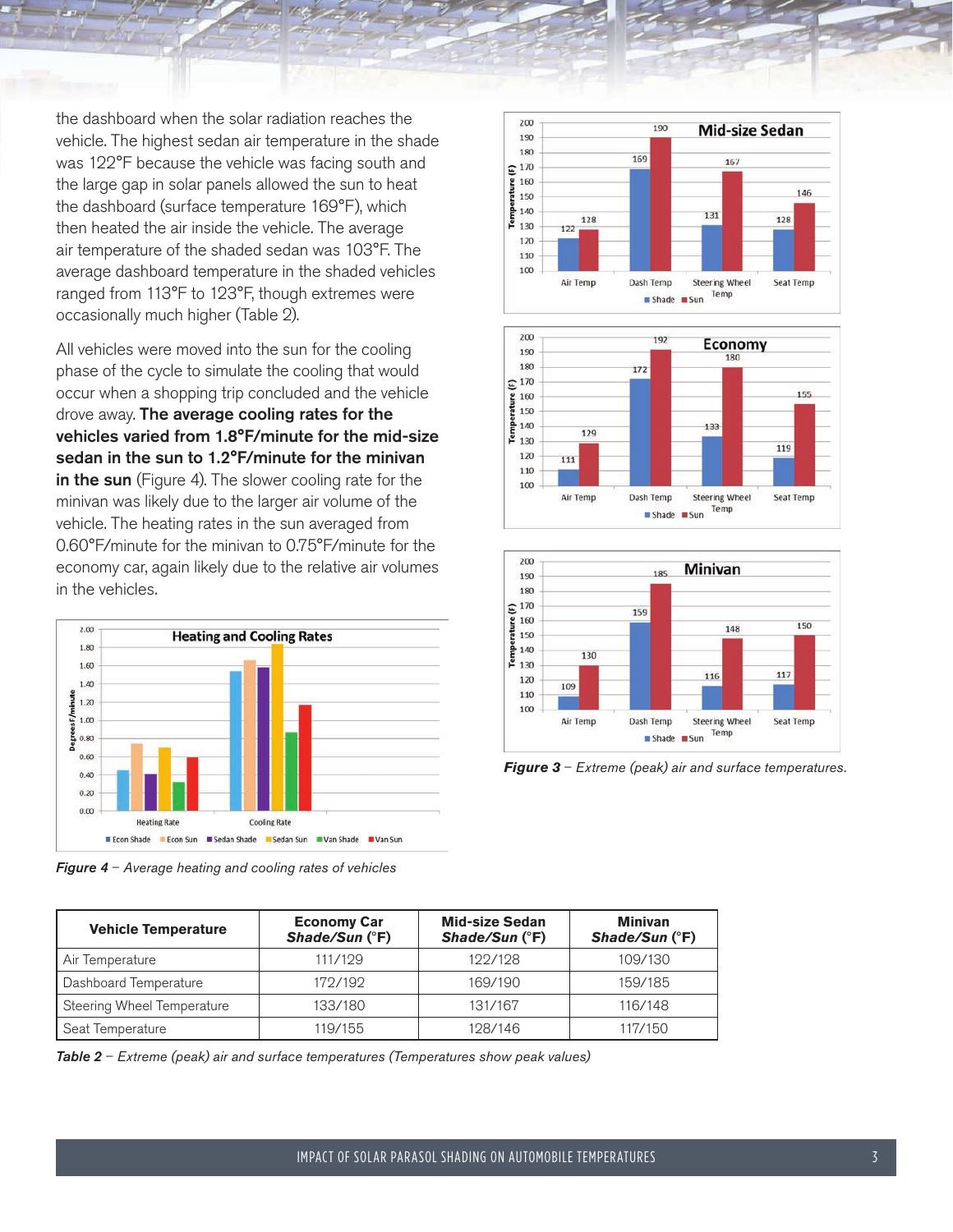the dashboard when the solar radiation reaches the vehicle. The highest sedan air temperature in the shade was 122°F because the vehicle was facing south and the large gap in solar panels allowed the sun to heat the dashboard (surface temperature 169°F), which then heated the air inside the vehicle. The average air temperature of the shaded sedan was 103°F. The average dashboard temperature in the shaded vehicles ranged from 113°F to 123°F, though extremes were occasionally much higher (Table 2).

All vehicles were moved into the sun for the cooling phase of the cycle to simulate the cooling that would occur when a shopping trip concluded and the vehicle drove away. **The average cooling rates for the vehicles varied from 1.8°F/minute for the mid-size sedan in the sun to 1.2°F/minute for the minivan in the sun** (Figure 4). The slower cooling rate for the minivan was likely due to the larger air volume of the vehicle. The heating rates in the sun averaged from 0.60°F/minute for the minivan to 0.75°F/minute for the economy car, again likely due to the relative air volumes in the vehicles.

*Figure 4 – Average heating and cooling rates of vehicles*

*Figure 3 – Extreme (peak) air and surface temperatures.*

| Vehicle Temperature | Economy Car *Shade/Sun* (°F) | Mid-size Sedan *Shade/Sun* (°F) | Minivan *Shade/Sun* (°F) |
|---|---|---|---|
| Air Temperature | 111/129 | 122/128 | 109/130 |
| Dashboard Temperature | 172/192 | 169/190 | 159/185 |
| Steering Wheel Temperature | 133/180 | 131/167 | 116/148 |
| Seat Temperature | 119/155 | 128/146 | 117/150 |

*Table 2 – Extreme (peak) air and surface temperatures (Temperatures show peak values)*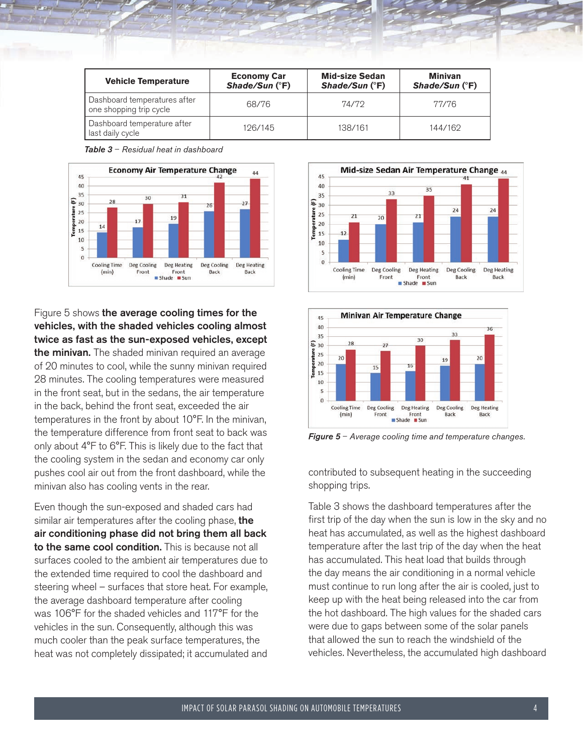| Vehicle Temperature | Economy Car *Shade/Sun* (°F) | Mid-size Sedan *Shade/Sun* (°F) | Minivan *Shade/Sun* (°F) |
|---|---|---|---|
| Dashboard temperatures after one shopping trip cycle | 68/76 | 74/72 | 77/76 |
| Dashboard temperature after last daily cycle | 126/145 | 138/161 | 144/162 |

***Table 3*** *– Residual heat in dashboard*

***Figure 5*** *– Average cooling time and temperature changes.*

Figure 5 shows **the average cooling times for the vehicles, with the shaded vehicles cooling almost twice as fast as the sun-exposed vehicles, except the minivan.** The shaded minivan required an average of 20 minutes to cool, while the sunny minivan required 28 minutes. The cooling temperatures were measured in the front seat, but in the sedans, the air temperature in the back, behind the front seat, exceeded the air temperatures in the front by about 10°F. In the minivan, the temperature difference from front seat to back was only about 4°F to 6°F. This is likely due to the fact that the cooling system in the sedan and economy car only pushes cool air out from the front dashboard, while the minivan also has cooling vents in the rear.

Even though the sun-exposed and shaded cars had similar air temperatures after the cooling phase, **the air conditioning phase did not bring them all back to the same cool condition.** This is because not all surfaces cooled to the ambient air temperatures due to the extended time required to cool the dashboard and steering wheel – surfaces that store heat. For example, the average dashboard temperature after cooling was 106°F for the shaded vehicles and 117°F for the vehicles in the sun. Consequently, although this was much cooler than the peak surface temperatures, the heat was not completely dissipated; it accumulated and contributed to subsequent heating in the succeeding shopping trips.

Table 3 shows the dashboard temperatures after the first trip of the day when the sun is low in the sky and no heat has accumulated, as well as the highest dashboard temperature after the last trip of the day when the heat has accumulated. This heat load that builds through the day means the air conditioning in a normal vehicle must continue to run long after the air is cooled, just to keep up with the heat being released into the car from the hot dashboard. The high values for the shaded cars were due to gaps between some of the solar panels that allowed the sun to reach the windshield of the vehicles. Nevertheless, the accumulated high dashboard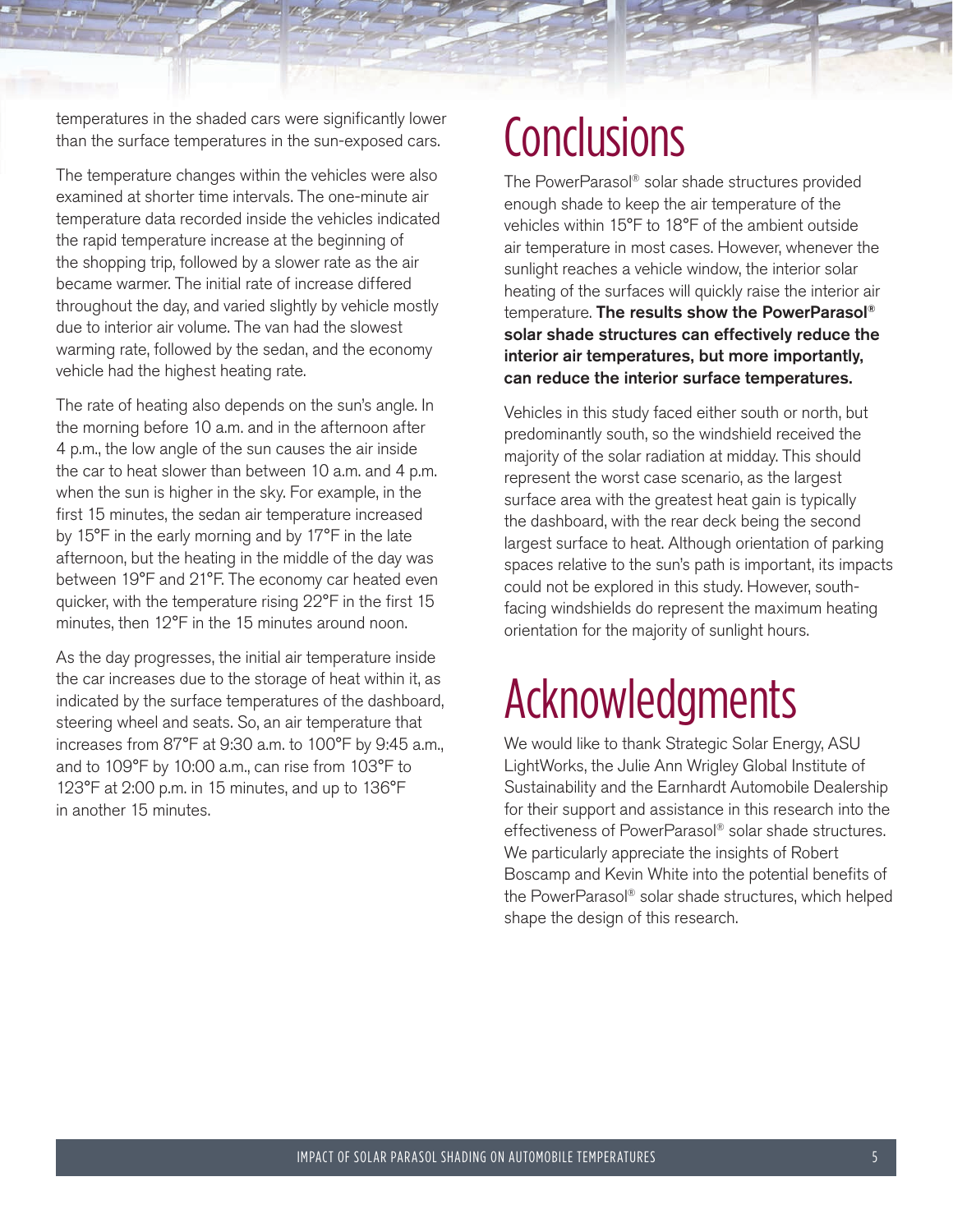temperatures in the shaded cars were significantly lower than the surface temperatures in the sun-exposed cars.

The temperature changes within the vehicles were also examined at shorter time intervals. The one-minute air temperature data recorded inside the vehicles indicated the rapid temperature increase at the beginning of the shopping trip, followed by a slower rate as the air became warmer. The initial rate of increase differed throughout the day, and varied slightly by vehicle mostly due to interior air volume. The van had the slowest warming rate, followed by the sedan, and the economy vehicle had the highest heating rate.

The rate of heating also depends on the sun's angle. In the morning before 10 a.m. and in the afternoon after 4 p.m., the low angle of the sun causes the air inside the car to heat slower than between 10 a.m. and 4 p.m. when the sun is higher in the sky. For example, in the first 15 minutes, the sedan air temperature increased by 15°F in the early morning and by 17°F in the late afternoon, but the heating in the middle of the day was between 19°F and 21°F. The economy car heated even quicker, with the temperature rising 22°F in the first 15 minutes, then 12°F in the 15 minutes around noon.

As the day progresses, the initial air temperature inside the car increases due to the storage of heat within it, as indicated by the surface temperatures of the dashboard, steering wheel and seats. So, an air temperature that increases from 87°F at 9:30 a.m. to 100°F by 9:45 a.m., and to 109°F by 10:00 a.m., can rise from 103°F to 123°F at 2:00 p.m. in 15 minutes, and up to 136°F in another 15 minutes.

# Conclusions

The PowerParasol® solar shade structures provided enough shade to keep the air temperature of the vehicles within 15°F to 18°F of the ambient outside air temperature in most cases. However, whenever the sunlight reaches a vehicle window, the interior solar heating of the surfaces will quickly raise the interior air temperature. **The results show the PowerParasol® solar shade structures can effectively reduce the interior air temperatures, but more importantly, can reduce the interior surface temperatures.**

Vehicles in this study faced either south or north, but predominantly south, so the windshield received the majority of the solar radiation at midday. This should represent the worst case scenario, as the largest surface area with the greatest heat gain is typically the dashboard, with the rear deck being the second largest surface to heat. Although orientation of parking spaces relative to the sun's path is important, its impacts could not be explored in this study. However, south-facing windshields do represent the maximum heating orientation for the majority of sunlight hours.

# Acknowledgments

We would like to thank Strategic Solar Energy, ASU LightWorks, the Julie Ann Wrigley Global Institute of Sustainability and the Earnhardt Automobile Dealership for their support and assistance in this research into the effectiveness of PowerParasol® solar shade structures. We particularly appreciate the insights of Robert Boscamp and Kevin White into the potential benefits of the PowerParasol® solar shade structures, which helped shape the design of this research.